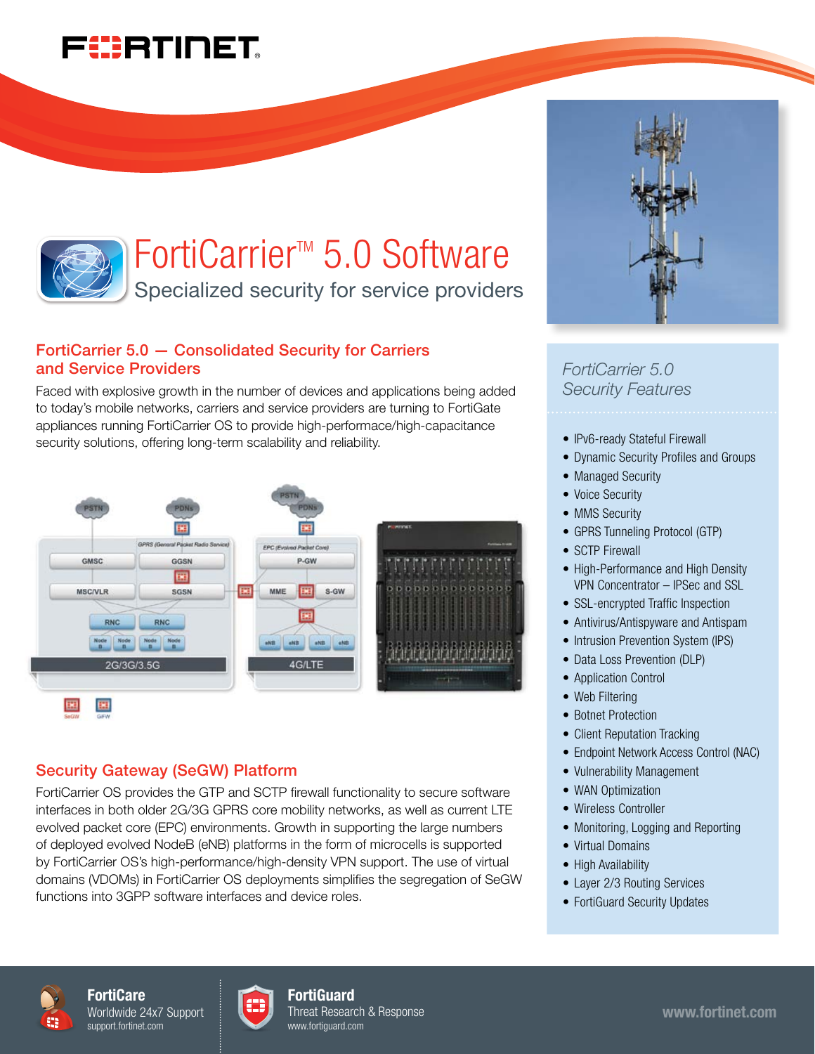# FortiCarrier™ 5.0 Software

Specialized security for service providers

## FortiCarrier 5.0 — Consolidated Security for Carriers and Service Providers

Faced with explosive growth in the number of devices and applications being added to today's mobile networks, carriers and service providers are turning to FortiGate appliances running FortiCarrier OS to provide high-performace/high-capacitance security solutions, offering long-term scalability and reliability.

## Security Gateway (SeGW) Platform

FortiCarrier OS provides the GTP and SCTP firewall functionality to secure software interfaces in both older 2G/3G GPRS core mobility networks, as well as current LTE evolved packet core (EPC) environments. Growth in supporting the large numbers of deployed evolved NodeB (eNB) platforms in the form of microcells is supported by FortiCarrier OS's high-performance/high-density VPN support. The use of virtual domains (VDOMs) in FortiCarrier OS deployments simplifies the segregation of SeGW functions into 3GPP software interfaces and device roles.

### *FortiCarrier 5.0 Security Features*

- IPv6-ready Stateful Firewall
- Dynamic Security Profiles and Groups
- Managed Security
- Voice Security
- MMS Security
- GPRS Tunneling Protocol (GTP)
- SCTP Firewall
- High-Performance and High Density VPN Concentrator – IPSec and SSL
- SSL-encrypted Traffic Inspection
- Antivirus/Antispyware and Antispam
- Intrusion Prevention System (IPS)
- Data Loss Prevention (DLP)
- Application Control
- Web Filtering
- Botnet Protection
- Client Reputation Tracking
- Endpoint Network Access Control (NAC)
- Vulnerability Management
- WAN Optimization
- Wireless Controller
- Monitoring, Logging and Reporting
- Virtual Domains
- High Availability
- Layer 2/3 Routing Services
- FortiGuard Security Updates

**FortiCare**
Worldwide 24x7 Support
support.fortinet.com

**FortiGuard**
Threat Research & Response
www.fortiguard.com

www.fortinet.com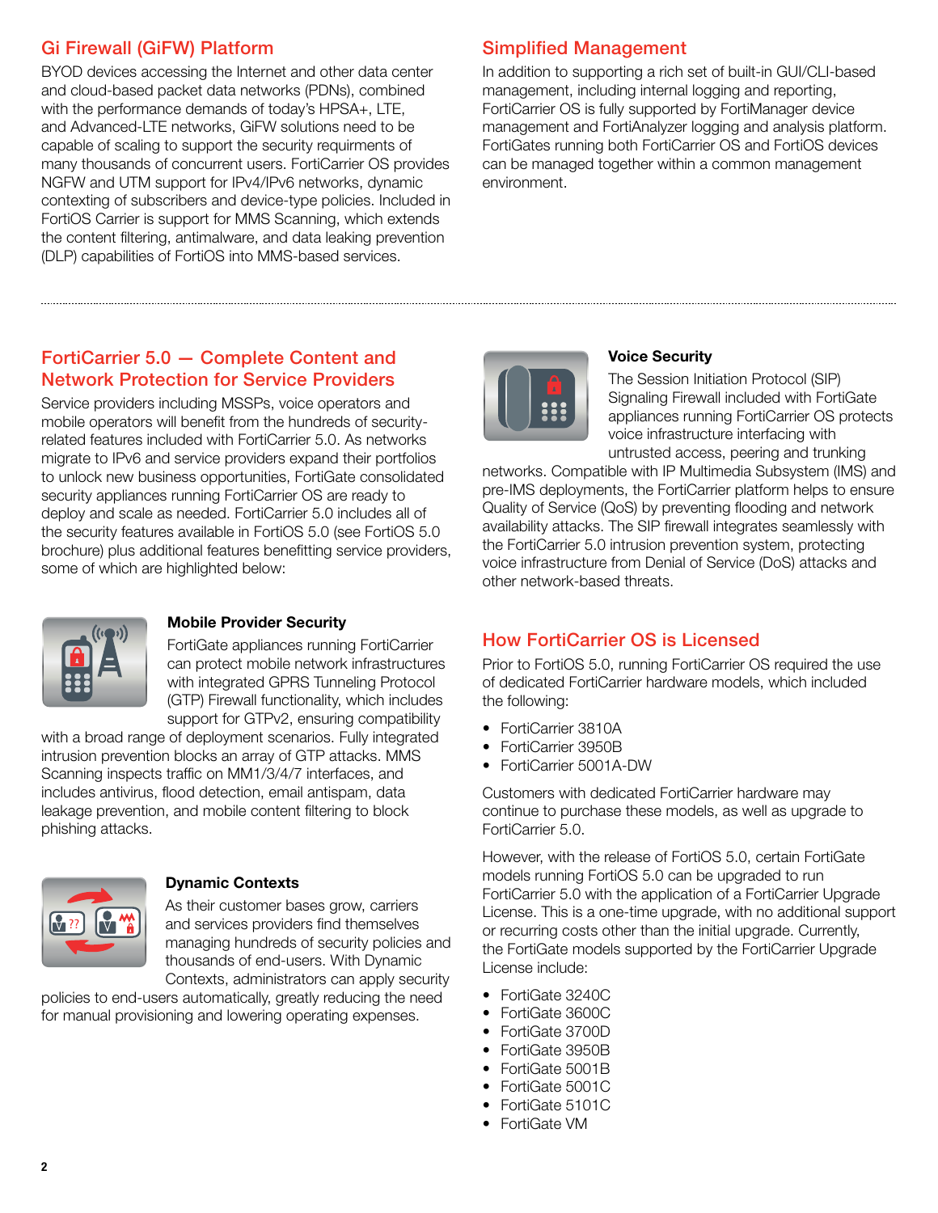## Gi Firewall (GiFW) Platform

BYOD devices accessing the Internet and other data center and cloud-based packet data networks (PDNs), combined with the performance demands of today's HPSA+, LTE, and Advanced-LTE networks, GiFW solutions need to be capable of scaling to support the security requirments of many thousands of concurrent users. FortiCarrier OS provides NGFW and UTM support for IPv4/IPv6 networks, dynamic contexting of subscribers and device-type policies. Included in FortiOS Carrier is support for MMS Scanning, which extends the content filtering, antimalware, and data leaking prevention (DLP) capabilities of FortiOS into MMS-based services.

## Simplified Management

In addition to supporting a rich set of built-in GUI/CLI-based management, including internal logging and reporting, FortiCarrier OS is fully supported by FortiManager device management and FortiAnalyzer logging and analysis platform. FortiGates running both FortiCarrier OS and FortiOS devices can be managed together within a common management environment.

## FortiCarrier 5.0 — Complete Content and Network Protection for Service Providers

Service providers including MSSPs, voice operators and mobile operators will benefit from the hundreds of security-related features included with FortiCarrier 5.0. As networks migrate to IPv6 and service providers expand their portfolios to unlock new business opportunities, FortiGate consolidated security appliances running FortiCarrier OS are ready to deploy and scale as needed. FortiCarrier 5.0 includes all of the security features available in FortiOS 5.0 (see FortiOS 5.0 brochure) plus additional features benefitting service providers, some of which are highlighted below:

### Mobile Provider Security

FortiGate appliances running FortiCarrier can protect mobile network infrastructures with integrated GPRS Tunneling Protocol (GTP) Firewall functionality, which includes support for GTPv2, ensuring compatibility with a broad range of deployment scenarios. Fully integrated intrusion prevention blocks an array of GTP attacks. MMS Scanning inspects traffic on MM1/3/4/7 interfaces, and includes antivirus, flood detection, email antispam, data leakage prevention, and mobile content filtering to block phishing attacks.

### Dynamic Contexts

As their customer bases grow, carriers and services providers find themselves managing hundreds of security policies and thousands of end-users. With Dynamic Contexts, administrators can apply security policies to end-users automatically, greatly reducing the need for manual provisioning and lowering operating expenses.

### Voice Security

The Session Initiation Protocol (SIP) Signaling Firewall included with FortiGate appliances running FortiCarrier OS protects voice infrastructure interfacing with untrusted access, peering and trunking networks. Compatible with IP Multimedia Subsystem (IMS) and pre-IMS deployments, the FortiCarrier platform helps to ensure Quality of Service (QoS) by preventing flooding and network availability attacks. The SIP firewall integrates seamlessly with the FortiCarrier 5.0 intrusion prevention system, protecting voice infrastructure from Denial of Service (DoS) attacks and other network-based threats.

## How FortiCarrier OS is Licensed

Prior to FortiOS 5.0, running FortiCarrier OS required the use of dedicated FortiCarrier hardware models, which included the following:

- FortiCarrier 3810A
- FortiCarrier 3950B
- FortiCarrier 5001A-DW

Customers with dedicated FortiCarrier hardware may continue to purchase these models, as well as upgrade to FortiCarrier 5.0.

However, with the release of FortiOS 5.0, certain FortiGate models running FortiOS 5.0 can be upgraded to run FortiCarrier 5.0 with the application of a FortiCarrier Upgrade License. This is a one-time upgrade, with no additional support or recurring costs other than the initial upgrade. Currently, the FortiGate models supported by the FortiCarrier Upgrade License include:

- FortiGate 3240C
- FortiGate 3600C
- FortiGate 3700D
- FortiGate 3950B
- FortiGate 5001B
- FortiGate 5001C
- FortiGate 5101C
- FortiGate VM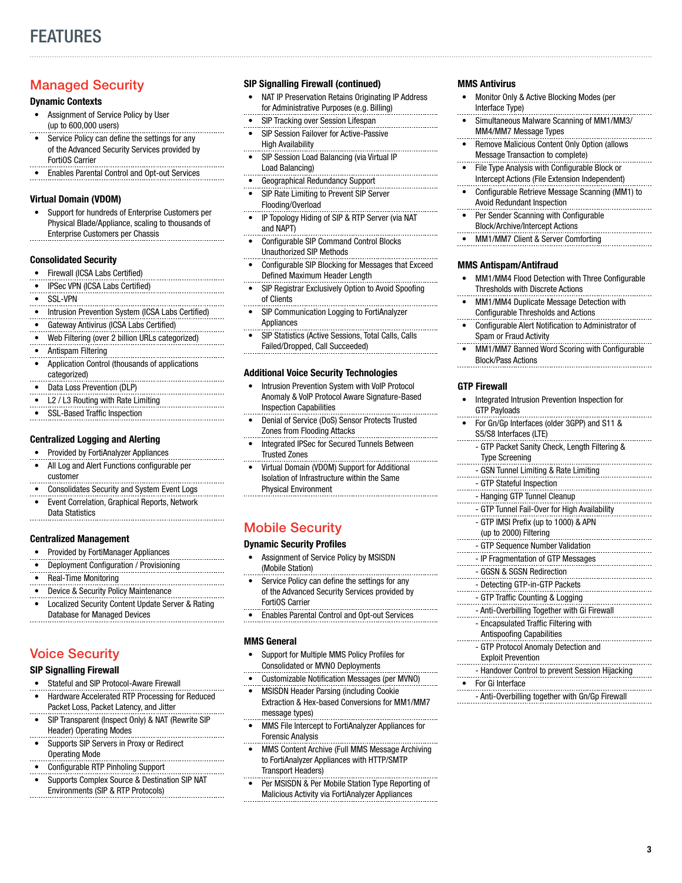# FEATURES

## Managed Security

### Dynamic Contexts

- Assignment of Service Policy by User (up to 600,000 users)
- Service Policy can define the settings for any of the Advanced Security Services provided by FortiOS Carrier
- Enables Parental Control and Opt-out Services

### Virtual Domain (VDOM)

- Support for hundreds of Enterprise Customers per Physical Blade/Appliance, scaling to thousands of Enterprise Customers per Chassis

### Consolidated Security

- Firewall (ICSA Labs Certified)
- IPSec VPN (ICSA Labs Certified)
- SSL-VPN
- Intrusion Prevention System (ICSA Labs Certified)
- Gateway Antivirus (ICSA Labs Certified)
- Web Filtering (over 2 billion URLs categorized)
- Antispam Filtering
- Application Control (thousands of applications categorized)
- Data Loss Prevention (DLP)
- L2 / L3 Routing with Rate Limiting
- SSL-Based Traffic Inspection

### Centralized Logging and Alerting

- Provided by FortiAnalyzer Appliances
- All Log and Alert Functions configurable per customer
- Consolidates Security and System Event Logs
- Event Correlation, Graphical Reports, Network Data Statistics

### Centralized Management

- Provided by FortiManager Appliances
- Deployment Configuration / Provisioning
- Real-Time Monitoring
- Device & Security Policy Maintenance
- Localized Security Content Update Server & Rating Database for Managed Devices

## Voice Security

### SIP Signalling Firewall

- Stateful and SIP Protocol-Aware Firewall
- Hardware Accelerated RTP Processing for Reduced Packet Loss, Packet Latency, and Jitter
- SIP Transparent (Inspect Only) & NAT (Rewrite SIP Header) Operating Modes
- Supports SIP Servers in Proxy or Redirect Operating Mode
- Configurable RTP Pinholing Support
- Supports Complex Source & Destination SIP NAT Environments (SIP & RTP Protocols)

### SIP Signalling Firewall (continued)

- NAT IP Preservation Retains Originating IP Address for Administrative Purposes (e.g. Billing)
- SIP Tracking over Session Lifespan
- SIP Session Failover for Active-Passive High Availability
- SIP Session Load Balancing (via Virtual IP Load Balancing)
- Geographical Redundancy Support
- SIP Rate Limiting to Prevent SIP Server Flooding/Overload
- IP Topology Hiding of SIP & RTP Server (via NAT and NAPT)
- Configurable SIP Command Control Blocks Unauthorized SIP Methods
- Configurable SIP Blocking for Messages that Exceed Defined Maximum Header Length
- SIP Registrar Exclusively Option to Avoid Spoofing of Clients
- SIP Communication Logging to FortiAnalyzer Appliances
- SIP Statistics (Active Sessions, Total Calls, Calls Failed/Dropped, Call Succeeded)

### Additional Voice Security Technologies

- Intrusion Prevention System with VoIP Protocol Anomaly & VoIP Protocol Aware Signature-Based Inspection Capabilities
- Denial of Service (DoS) Sensor Protects Trusted Zones from Flooding Attacks
- Integrated IPSec for Secured Tunnels Between Trusted Zones
- Virtual Domain (VDOM) Support for Additional Isolation of Infrastructure within the Same Physical Environment

## Mobile Security

### Dynamic Security Profiles

- Assignment of Service Policy by MSISDN (Mobile Station)
- Service Policy can define the settings for any of the Advanced Security Services provided by FortiOS Carrier
- Enables Parental Control and Opt-out Services

### MMS General

- Support for Multiple MMS Policy Profiles for Consolidated or MVNO Deployments
- Customizable Notification Messages (per MVNO)
- MSISDN Header Parsing (including Cookie Extraction & Hex-based Conversions for MM1/MM7 message types)
- MMS File Intercept to FortiAnalyzer Appliances for Forensic Analysis
- MMS Content Archive (Full MMS Message Archiving to FortiAnalyzer Appliances with HTTP/SMTP Transport Headers)
- Per MSISDN & Per Mobile Station Type Reporting of Malicious Activity via FortiAnalyzer Appliances

### MMS Antivirus

- Monitor Only & Active Blocking Modes (per Interface Type)
- Simultaneous Malware Scanning of MM1/MM3/MM4/MM7 Message Types
- Remove Malicious Content Only Option (allows Message Transaction to complete)
- File Type Analysis with Configurable Block or Intercept Actions (File Extension Independent)
- Configurable Retrieve Message Scanning (MM1) to Avoid Redundant Inspection
- Per Sender Scanning with Configurable Block/Archive/Intercept Actions
- MM1/MM7 Client & Server Comforting

### MMS Antispam/Antifraud

- MM1/MM4 Flood Detection with Three Configurable Thresholds with Discrete Actions
- MM1/MM4 Duplicate Message Detection with Configurable Thresholds and Actions
- Configurable Alert Notification to Administrator of Spam or Fraud Activity
- MM1/MM7 Banned Word Scoring with Configurable Block/Pass Actions

### GTP Firewall

- Integrated Intrusion Prevention Inspection for GTP Payloads
- For Gn/Gp Interfaces (older 3GPP) and S11 & S5/S8 Interfaces (LTE)
  - GTP Packet Sanity Check, Length Filtering & Type Screening
  - GSN Tunnel Limiting & Rate Limiting
  - GTP Stateful Inspection
  - Hanging GTP Tunnel Cleanup
  - GTP Tunnel Fail-Over for High Availability
  - GTP IMSI Prefix (up to 1000) & APN (up to 2000) Filtering
  - GTP Sequence Number Validation
  - IP Fragmentation of GTP Messages
  - GGSN & SGSN Redirection
  - Detecting GTP-in-GTP Packets
  - GTP Traffic Counting & Logging
  - Anti-Overbilling Together with Gi Firewall
  - Encapsulated Traffic Filtering with Antispoofing Capabilities
  - GTP Protocol Anomaly Detection and Exploit Prevention
  - Handover Control to prevent Session Hijacking
- For Gi Interface
  - Anti-Overbilling together with Gn/Gp Firewall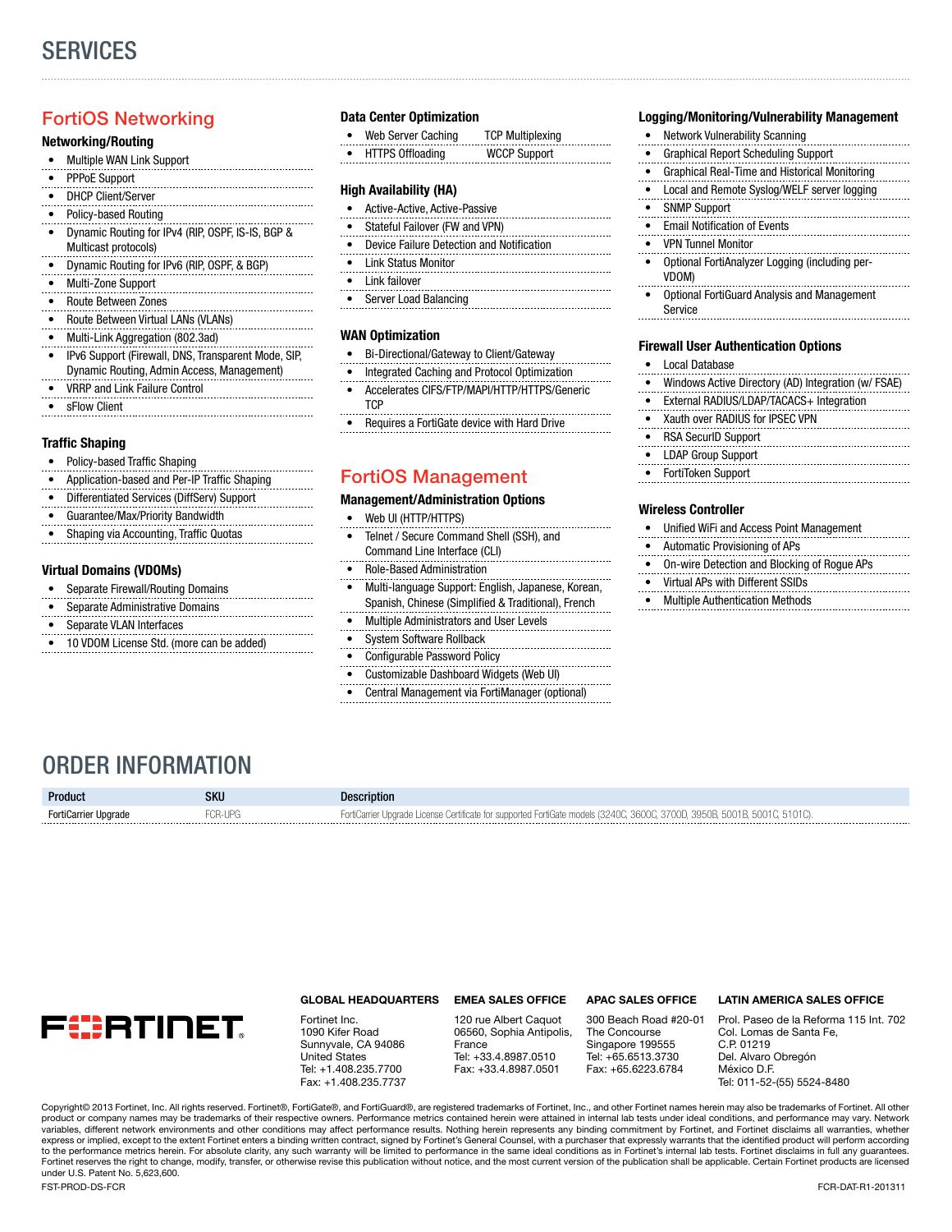# SERVICES

## FortiOS Networking

### Networking/Routing

- Multiple WAN Link Support
- PPPoE Support
- DHCP Client/Server
- Policy-based Routing
- Dynamic Routing for IPv4 (RIP, OSPF, IS-IS, BGP & Multicast protocols)
- Dynamic Routing for IPv6 (RIP, OSPF, & BGP)
- Multi-Zone Support
- Route Between Zones
- Route Between Virtual LANs (VLANs)
- Multi-Link Aggregation (802.3ad)
- IPv6 Support (Firewall, DNS, Transparent Mode, SIP, Dynamic Routing, Admin Access, Management)
- VRRP and Link Failure Control
- sFlow Client

### Traffic Shaping

- Policy-based Traffic Shaping
- Application-based and Per-IP Traffic Shaping
- Differentiated Services (DiffServ) Support
- Guarantee/Max/Priority Bandwidth
- Shaping via Accounting, Traffic Quotas

### Virtual Domains (VDOMs)

- Separate Firewall/Routing Domains
- Separate Administrative Domains
- Separate VLAN Interfaces
- 10 VDOM License Std. (more can be added)

### Data Center Optimization

- Web Server Caching
- TCP Multiplexing
- HTTPS Offloading
- WCCP Support

### High Availability (HA)

- Active-Active, Active-Passive
- Stateful Failover (FW and VPN)
- Device Failure Detection and Notification
- Link Status Monitor
- Link failover
- Server Load Balancing

### WAN Optimization

- Bi-Directional/Gateway to Client/Gateway
- Integrated Caching and Protocol Optimization
- Accelerates CIFS/FTP/MAPI/HTTP/HTTPS/Generic TCP
- Requires a FortiGate device with Hard Drive

## FortiOS Management

### Management/Administration Options

- Web UI (HTTP/HTTPS)
- Telnet / Secure Command Shell (SSH), and Command Line Interface (CLI)
- Role-Based Administration
- Multi-language Support: English, Japanese, Korean, Spanish, Chinese (Simplified & Traditional), French
- Multiple Administrators and User Levels
- System Software Rollback
- Configurable Password Policy
- Customizable Dashboard Widgets (Web UI)
- Central Management via FortiManager (optional)

### Logging/Monitoring/Vulnerability Management

- Network Vulnerability Scanning
- Graphical Report Scheduling Support
- Graphical Real-Time and Historical Monitoring
- Local and Remote Syslog/WELF server logging
- SNMP Support
- Email Notification of Events
- VPN Tunnel Monitor
- Optional FortiAnalyzer Logging (including per-VDOM)
- Optional FortiGuard Analysis and Management Service

### Firewall User Authentication Options

- Local Database
- Windows Active Directory (AD) Integration (w/ FSAE)
- External RADIUS/LDAP/TACACS+ Integration
- Xauth over RADIUS for IPSEC VPN
- RSA SecurID Support
- LDAP Group Support
- FortiToken Support

### Wireless Controller

- Unified WiFi and Access Point Management
- Automatic Provisioning of APs
- On-wire Detection and Blocking of Rogue APs
- Virtual APs with Different SSIDs
- Multiple Authentication Methods

# ORDER INFORMATION

| Product | SKU | Description |
|---|---|---|
| FortiCarrier Upgrade | FCR-UPG | FortiCarrier Upgrade License Certificate for supported FortiGate models (3240C, 3600C, 3700D, 3950B, 5001B, 5001C, 5101C). |

FERTINET

**GLOBAL HEADQUARTERS**
Fortinet Inc.
1090 Kifer Road
Sunnyvale, CA 94086
United States
Tel: +1.408.235.7700
Fax: +1.408.235.7737

**EMEA SALES OFFICE**
120 rue Albert Caquot
06560, Sophia Antipolis,
France
Tel: +33.4.8987.0510
Fax: +33.4.8987.0501

**APAC SALES OFFICE**
300 Beach Road #20-01
The Concourse
Singapore 199555
Tel: +65.6513.3730
Fax: +65.6223.6784

**LATIN AMERICA SALES OFFICE**
Prol. Paseo de la Reforma 115 Int. 702
Col. Lomas de Santa Fe,
C.P. 01219
Del. Alvaro Obregón
México D.F.
Tel: 011-52-(55) 5524-8480

Copyright© 2013 Fortinet, Inc. All rights reserved. Fortinet®, FortiGate®, and FortiGuard®, are registered trademarks of Fortinet, Inc., and other Fortinet names herein may also be trademarks of Fortinet. All other product or company names may be trademarks of their respective owners. Performance metrics contained herein were attained in internal lab tests under ideal conditions, and performance may vary. Network variables, different network environments and other conditions may affect performance results. Nothing herein represents any binding commitment by Fortinet, and Fortinet disclaims all warranties, whether express or implied, except to the extent Fortinet enters a binding written contract, signed by Fortinet's General Counsel, with a purchaser that expressly warrants that the identified product will perform according to the performance metrics herein. For absolute clarity, any such warranty will be limited to performance in the same ideal conditions as in Fortinet's internal lab tests. Fortinet disclaims in full any guarantees. Fortinet reserves the right to change, modify, transfer, or otherwise revise this publication without notice, and the most current version of the publication shall be applicable. Certain Fortinet products are licensed under U.S. Patent No. 5,623,600.

FST-PROD-DS-FCR

FCR-DAT-R1-201311